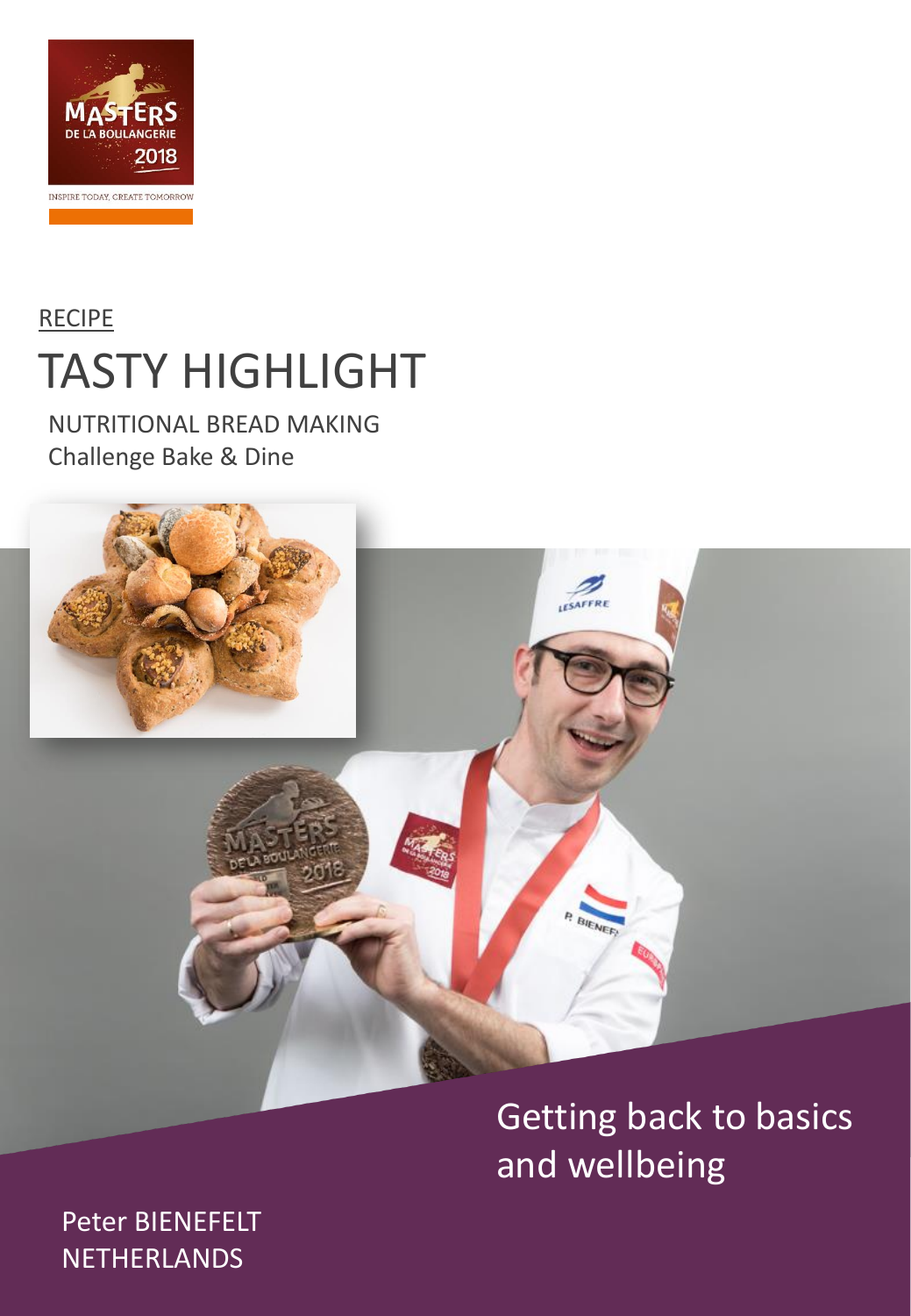RECIPE

# TASTY HIGHLIGHT

NUTRITIONAL BREAD MAKING
Challenge Bake & Dine

Getting back to basics and wellbeing

Peter BIENEFELT
NETHERLANDS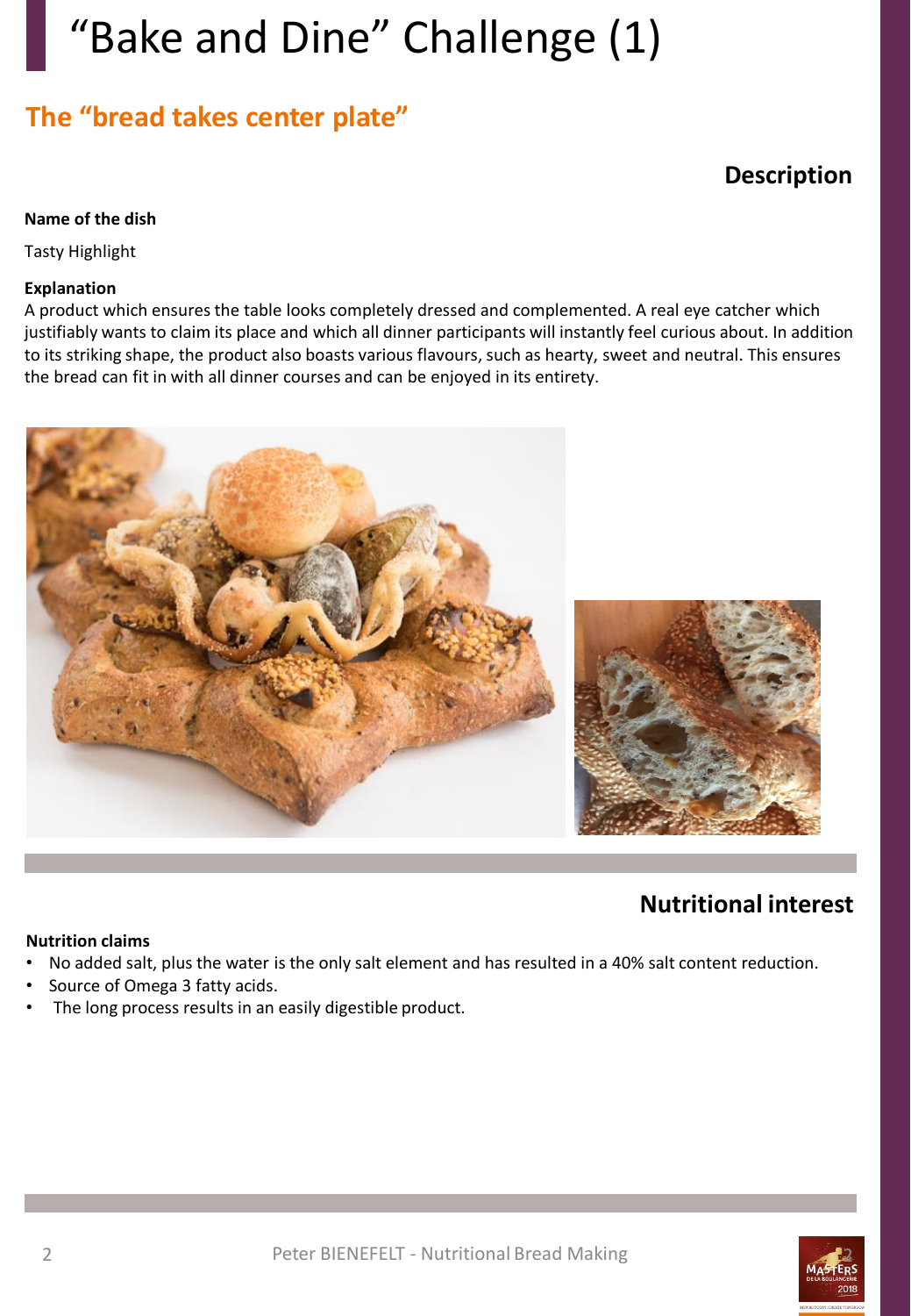# "Bake and Dine" Challenge (1)

## The "bread takes center plate"

### Description

**Name of the dish**

Tasty Highlight

**Explanation**

A product which ensures the table looks completely dressed and complemented. A real eye catcher which justifiably wants to claim its place and which all dinner participants will instantly feel curious about. In addition to its striking shape, the product also boasts various flavours, such as hearty, sweet and neutral. This ensures the bread can fit in with all dinner courses and can be enjoyed in its entirety.

### Nutritional interest

**Nutrition claims**

- No added salt, plus the water is the only salt element and has resulted in a 40% salt content reduction.
- Source of Omega 3 fatty acids.
- The long process results in an easily digestible product.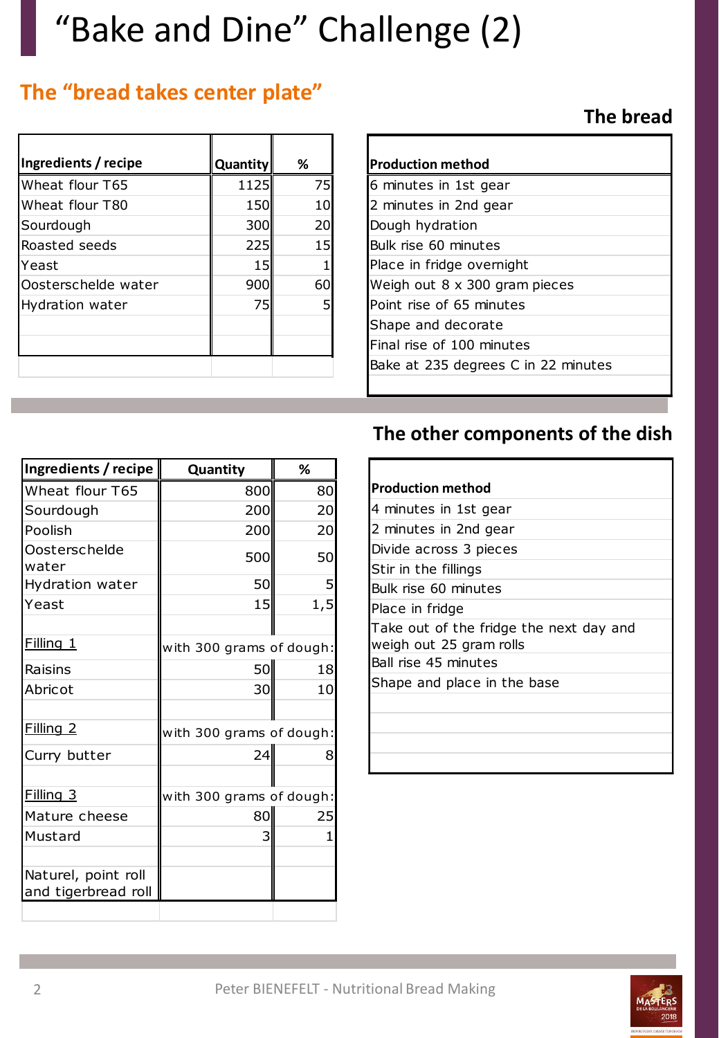# "Bake and Dine" Challenge (2)

## The "bread takes center plate"

### The bread

| Ingredients / recipe | Quantity | % |
|---|---|---|
| Wheat flour T65 | 1125 | 75 |
| Wheat flour T80 | 150 | 10 |
| Sourdough | 300 | 20 |
| Roasted seeds | 225 | 15 |
| Yeast | 15 | 1 |
| Oosterschelde water | 900 | 60 |
| Hydration water | 75 | 5 |

| Production method |
|---|
| 6 minutes in 1st gear |
| 2 minutes in 2nd gear |
| Dough hydration |
| Bulk rise 60 minutes |
| Place in fridge overnight |
| Weigh out 8 x 300 gram pieces |
| Point rise of 65 minutes |
| Shape and decorate |
| Final rise of 100 minutes |
| Bake at 235 degrees C in 22 minutes |

### The other components of the dish

| Ingredients / recipe | Quantity | % |
|---|---|---|
| Wheat flour T65 | 800 | 80 |
| Sourdough | 200 | 20 |
| Poolish | 200 | 20 |
| Oosterschelde water | 500 | 50 |
| Hydration water | 50 | 5 |
| Yeast | 15 | 1,5 |
| | | |
| Filling 1 | with 300 grams of dough: | |
| Raisins | 50 | 18 |
| Abricot | 30 | 10 |
| | | |
| Filling 2 | with 300 grams of dough: | |
| Curry butter | 24 | 8 |
| | | |
| Filling 3 | with 300 grams of dough: | |
| Mature cheese | 80 | 25 |
| Mustard | 3 | 1 |
| | | |
| Naturel, point roll and tigerbread roll | | |

| Production method |
|---|
| 4 minutes in 1st gear |
| 2 minutes in 2nd gear |
| Divide across 3 pieces |
| Stir in the fillings |
| Bulk rise 60 minutes |
| Place in fridge |
| Take out of the fridge the next day and weigh out 25 gram rolls |
| Ball rise 45 minutes |
| Shape and place in the base |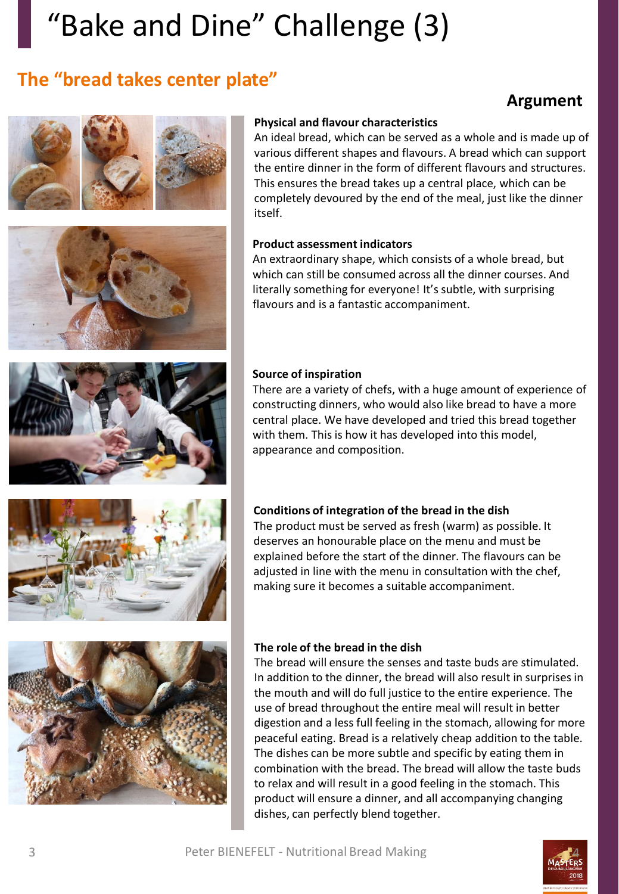# “Bake and Dine” Challenge (3)

## The “bread takes center plate”

### Argument

**Physical and flavour characteristics**
An ideal bread, which can be served as a whole and is made up of various different shapes and flavours. A bread which can support the entire dinner in the form of different flavours and structures. This ensures the bread takes up a central place, which can be completely devoured by the end of the meal, just like the dinner itself.

**Product assessment indicators**
An extraordinary shape, which consists of a whole bread, but which can still be consumed across all the dinner courses. And literally something for everyone! It’s subtle, with surprising flavours and is a fantastic accompaniment.

**Source of inspiration**
There are a variety of chefs, with a huge amount of experience of constructing dinners, who would also like bread to have a more central place. We have developed and tried this bread together with them. This is how it has developed into this model, appearance and composition.

**Conditions of integration of the bread in the dish**
The product must be served as fresh (warm) as possible. It deserves an honourable place on the menu and must be explained before the start of the dinner. The flavours can be adjusted in line with the menu in consultation with the chef, making sure it becomes a suitable accompaniment.

**The role of the bread in the dish**
The bread will ensure the senses and taste buds are stimulated. In addition to the dinner, the bread will also result in surprises in the mouth and will do full justice to the entire experience. The use of bread throughout the entire meal will result in better digestion and a less full feeling in the stomach, allowing for more peaceful eating. Bread is a relatively cheap addition to the table. The dishes can be more subtle and specific by eating them in combination with the bread. The bread will allow the taste buds to relax and will result in a good feeling in the stomach. This product will ensure a dinner, and all accompanying changing dishes, can perfectly blend together.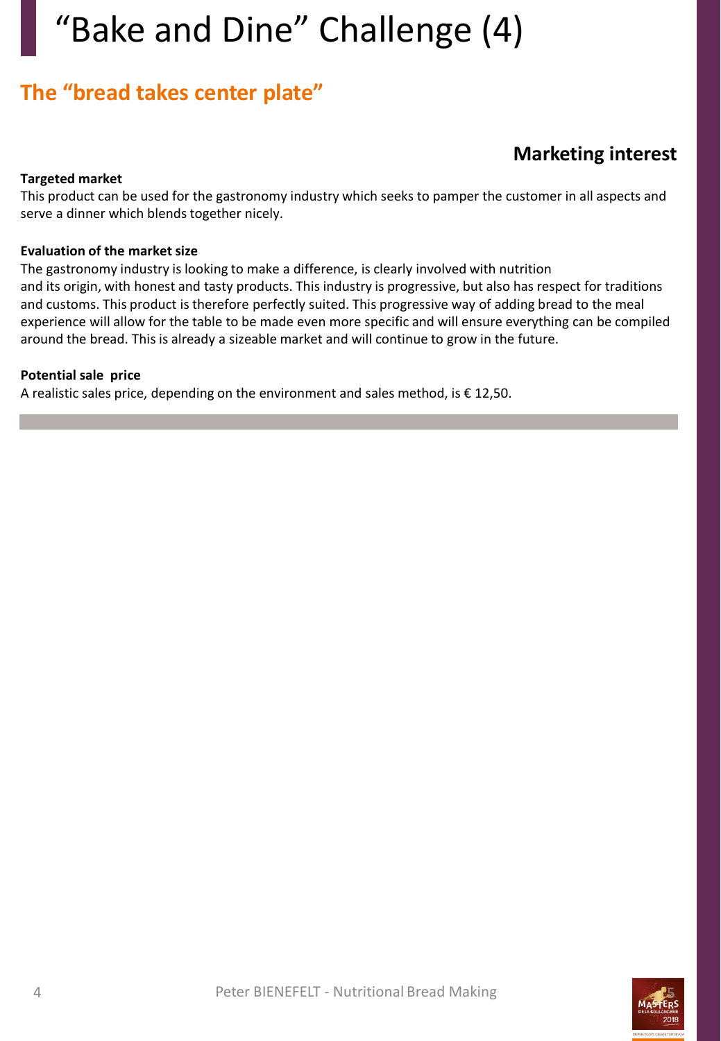# “Bake and Dine” Challenge (4)

## The “bread takes center plate”

### Marketing interest

**Targeted market**

This product can be used for the gastronomy industry which seeks to pamper the customer in all aspects and serve a dinner which blends together nicely.

**Evaluation of the market size**

The gastronomy industry is looking to make a difference, is clearly involved with nutrition and its origin, with honest and tasty products. This industry is progressive, but also has respect for traditions and customs. This product is therefore perfectly suited. This progressive way of adding bread to the meal experience will allow for the table to be made even more specific and will ensure everything can be compiled around the bread. This is already a sizeable market and will continue to grow in the future.

**Potential sale price**

A realistic sales price, depending on the environment and sales method, is € 12,50.